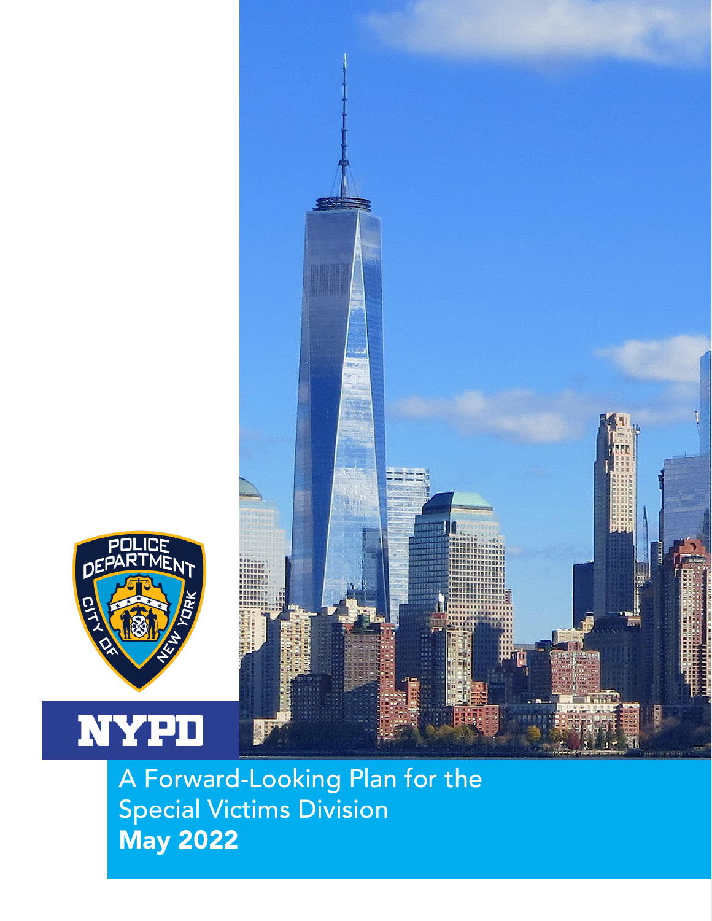NYPD

# A Forward-Looking Plan for the Special Victims Division

**May 2022**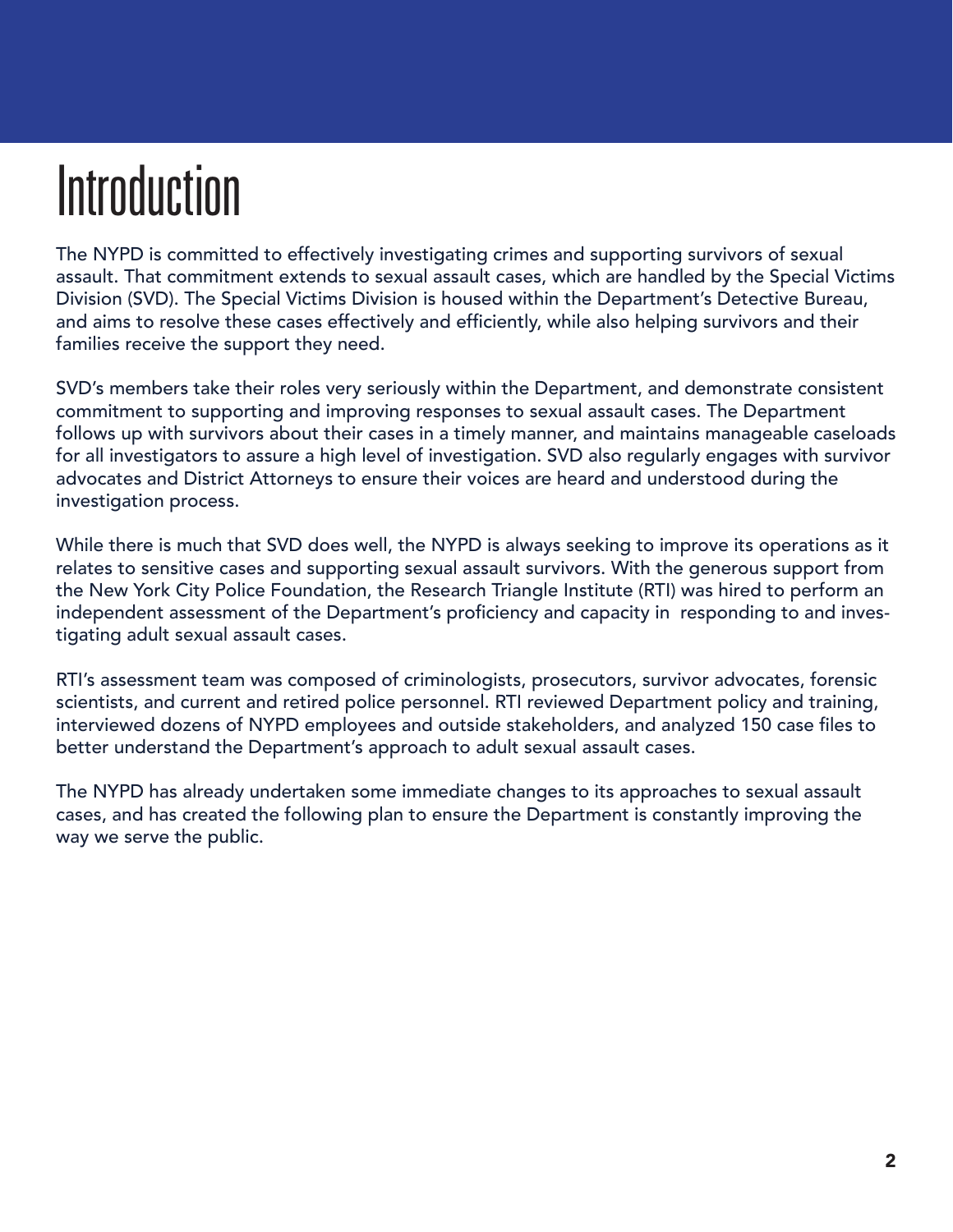# Introduction

The NYPD is committed to effectively investigating crimes and supporting survivors of sexual assault. That commitment extends to sexual assault cases, which are handled by the Special Victims Division (SVD). The Special Victims Division is housed within the Department's Detective Bureau, and aims to resolve these cases effectively and efficiently, while also helping survivors and their families receive the support they need.

SVD's members take their roles very seriously within the Department, and demonstrate consistent commitment to supporting and improving responses to sexual assault cases. The Department follows up with survivors about their cases in a timely manner, and maintains manageable caseloads for all investigators to assure a high level of investigation. SVD also regularly engages with survivor advocates and District Attorneys to ensure their voices are heard and understood during the investigation process.

While there is much that SVD does well, the NYPD is always seeking to improve its operations as it relates to sensitive cases and supporting sexual assault survivors. With the generous support from the New York City Police Foundation, the Research Triangle Institute (RTI) was hired to perform an independent assessment of the Department's proficiency and capacity in responding to and investigating adult sexual assault cases.

RTI's assessment team was composed of criminologists, prosecutors, survivor advocates, forensic scientists, and current and retired police personnel. RTI reviewed Department policy and training, interviewed dozens of NYPD employees and outside stakeholders, and analyzed 150 case files to better understand the Department's approach to adult sexual assault cases.

The NYPD has already undertaken some immediate changes to its approaches to sexual assault cases, and has created the following plan to ensure the Department is constantly improving the way we serve the public.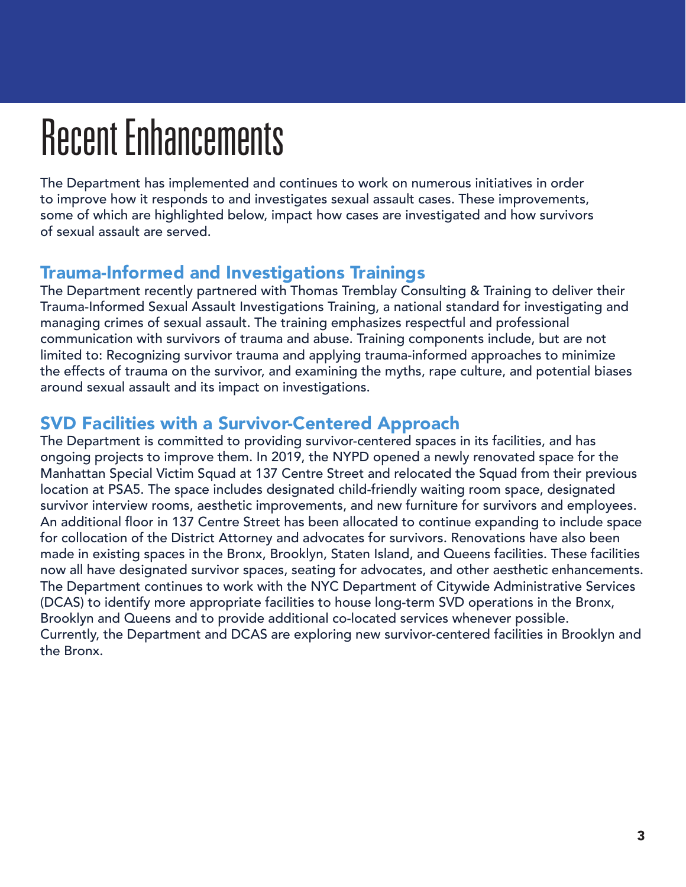# Recent Enhancements

The Department has implemented and continues to work on numerous initiatives in order to improve how it responds to and investigates sexual assault cases. These improvements, some of which are highlighted below, impact how cases are investigated and how survivors of sexual assault are served.

## Trauma-Informed and Investigations Trainings

The Department recently partnered with Thomas Tremblay Consulting & Training to deliver their Trauma-Informed Sexual Assault Investigations Training, a national standard for investigating and managing crimes of sexual assault. The training emphasizes respectful and professional communication with survivors of trauma and abuse. Training components include, but are not limited to: Recognizing survivor trauma and applying trauma-informed approaches to minimize the effects of trauma on the survivor, and examining the myths, rape culture, and potential biases around sexual assault and its impact on investigations.

## SVD Facilities with a Survivor-Centered Approach

The Department is committed to providing survivor-centered spaces in its facilities, and has ongoing projects to improve them. In 2019, the NYPD opened a newly renovated space for the Manhattan Special Victim Squad at 137 Centre Street and relocated the Squad from their previous location at PSA5. The space includes designated child-friendly waiting room space, designated survivor interview rooms, aesthetic improvements, and new furniture for survivors and employees. An additional floor in 137 Centre Street has been allocated to continue expanding to include space for collocation of the District Attorney and advocates for survivors. Renovations have also been made in existing spaces in the Bronx, Brooklyn, Staten Island, and Queens facilities. These facilities now all have designated survivor spaces, seating for advocates, and other aesthetic enhancements. The Department continues to work with the NYC Department of Citywide Administrative Services (DCAS) to identify more appropriate facilities to house long-term SVD operations in the Bronx, Brooklyn and Queens and to provide additional co-located services whenever possible. Currently, the Department and DCAS are exploring new survivor-centered facilities in Brooklyn and the Bronx.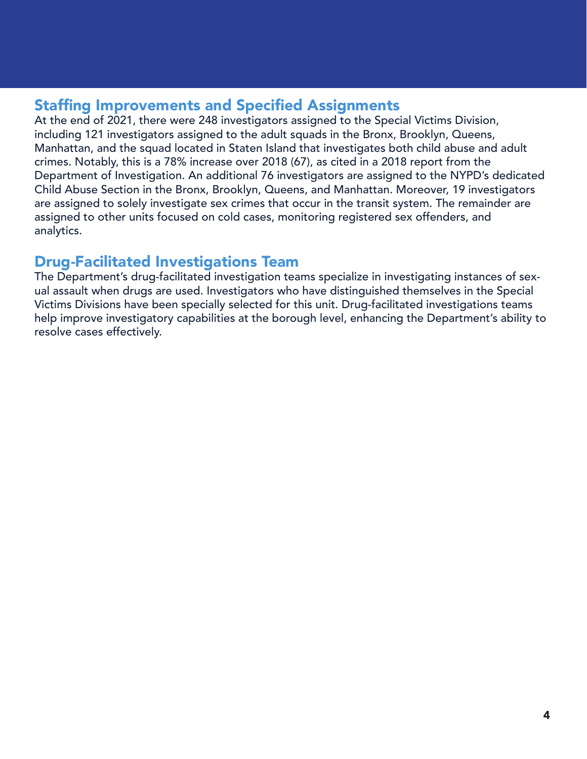## Staffing Improvements and Specified Assignments

At the end of 2021, there were 248 investigators assigned to the Special Victims Division, including 121 investigators assigned to the adult squads in the Bronx, Brooklyn, Queens, Manhattan, and the squad located in Staten Island that investigates both child abuse and adult crimes. Notably, this is a 78% increase over 2018 (67), as cited in a 2018 report from the Department of Investigation. An additional 76 investigators are assigned to the NYPD's dedicated Child Abuse Section in the Bronx, Brooklyn, Queens, and Manhattan. Moreover, 19 investigators are assigned to solely investigate sex crimes that occur in the transit system. The remainder are assigned to other units focused on cold cases, monitoring registered sex offenders, and analytics.

## Drug-Facilitated Investigations Team

The Department's drug-facilitated investigation teams specialize in investigating instances of sexual assault when drugs are used. Investigators who have distinguished themselves in the Special Victims Divisions have been specially selected for this unit. Drug-facilitated investigations teams help improve investigatory capabilities at the borough level, enhancing the Department's ability to resolve cases effectively.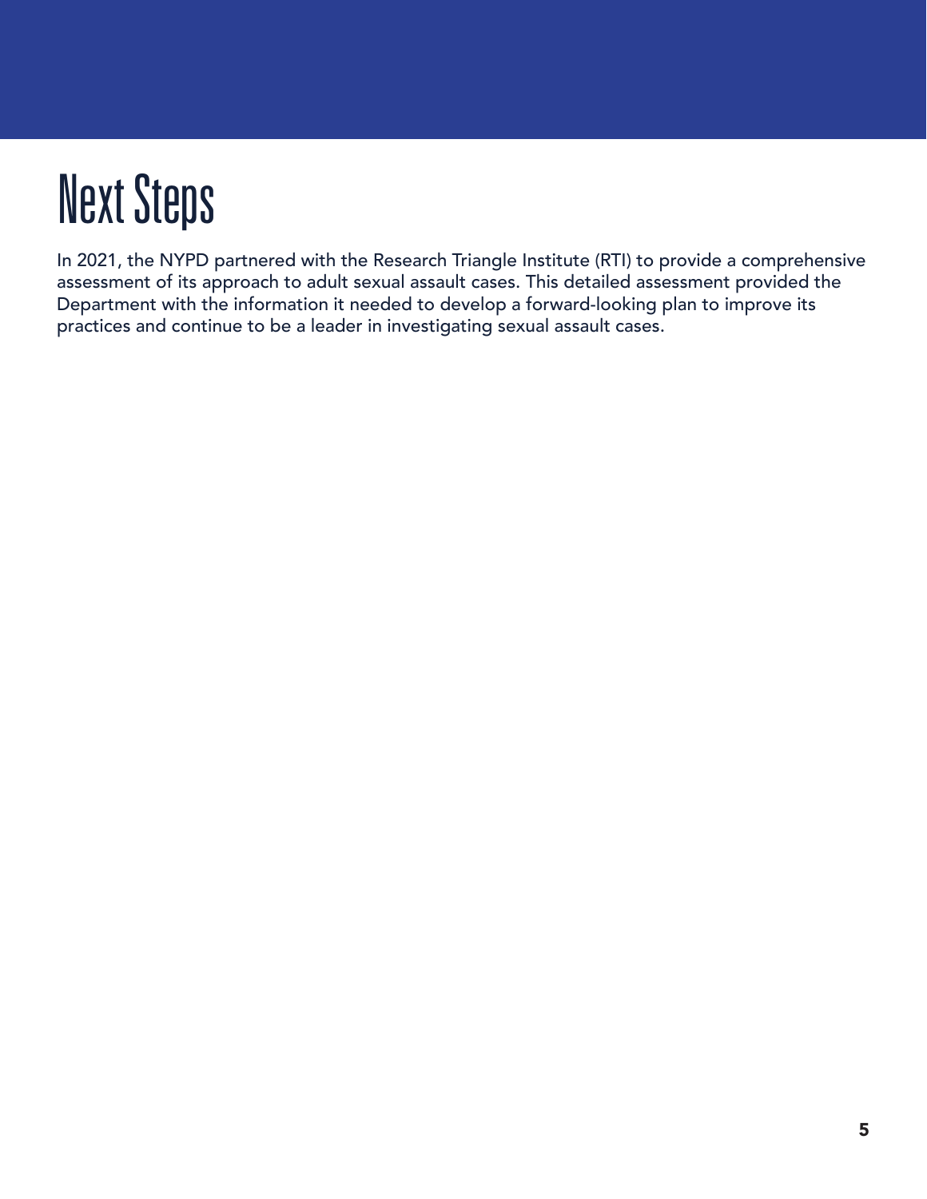# Next Steps

In 2021, the NYPD partnered with the Research Triangle Institute (RTI) to provide a comprehensive assessment of its approach to adult sexual assault cases. This detailed assessment provided the Department with the information it needed to develop a forward-looking plan to improve its practices and continue to be a leader in investigating sexual assault cases.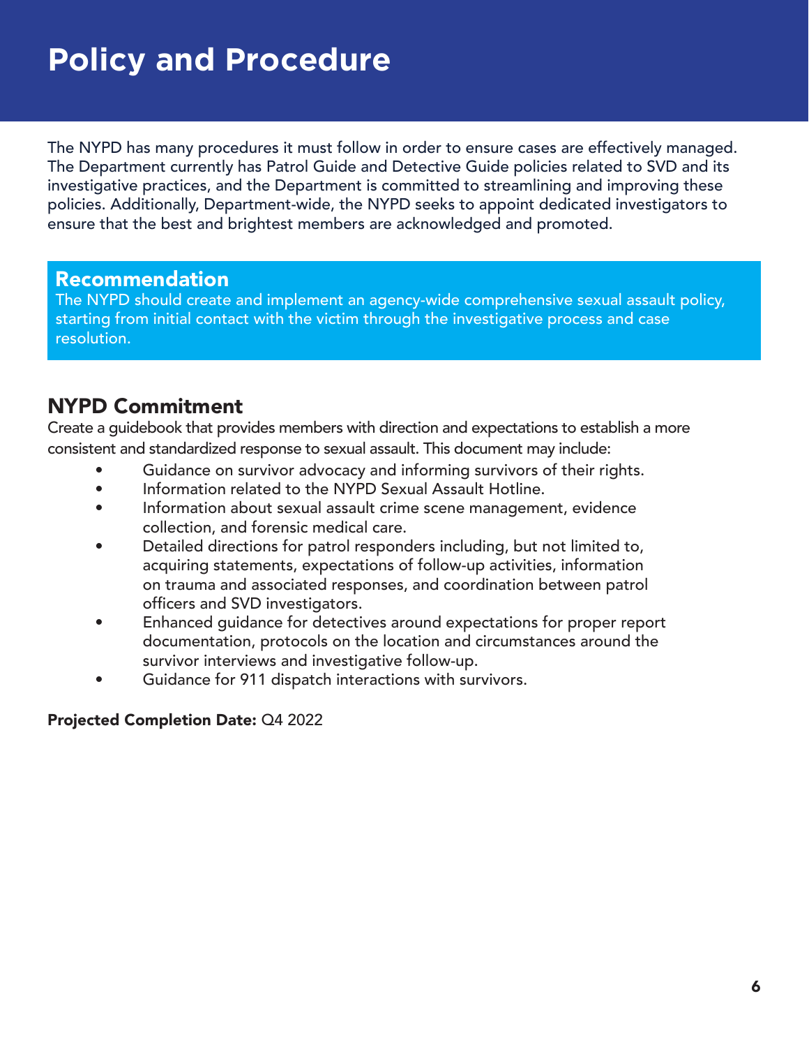# Policy and Procedure

The NYPD has many procedures it must follow in order to ensure cases are effectively managed. The Department currently has Patrol Guide and Detective Guide policies related to SVD and its investigative practices, and the Department is committed to streamlining and improving these policies. Additionally, Department-wide, the NYPD seeks to appoint dedicated investigators to ensure that the best and brightest members are acknowledged and promoted.

## Recommendation

The NYPD should create and implement an agency-wide comprehensive sexual assault policy, starting from initial contact with the victim through the investigative process and case resolution.

## NYPD Commitment

Create a guidebook that provides members with direction and expectations to establish a more consistent and standardized response to sexual assault. This document may include:

- Guidance on survivor advocacy and informing survivors of their rights.
- Information related to the NYPD Sexual Assault Hotline.
- Information about sexual assault crime scene management, evidence collection, and forensic medical care.
- Detailed directions for patrol responders including, but not limited to, acquiring statements, expectations of follow-up activities, information on trauma and associated responses, and coordination between patrol officers and SVD investigators.
- Enhanced guidance for detectives around expectations for proper report documentation, protocols on the location and circumstances around the survivor interviews and investigative follow-up.
- Guidance for 911 dispatch interactions with survivors.

**Projected Completion Date:** Q4 2022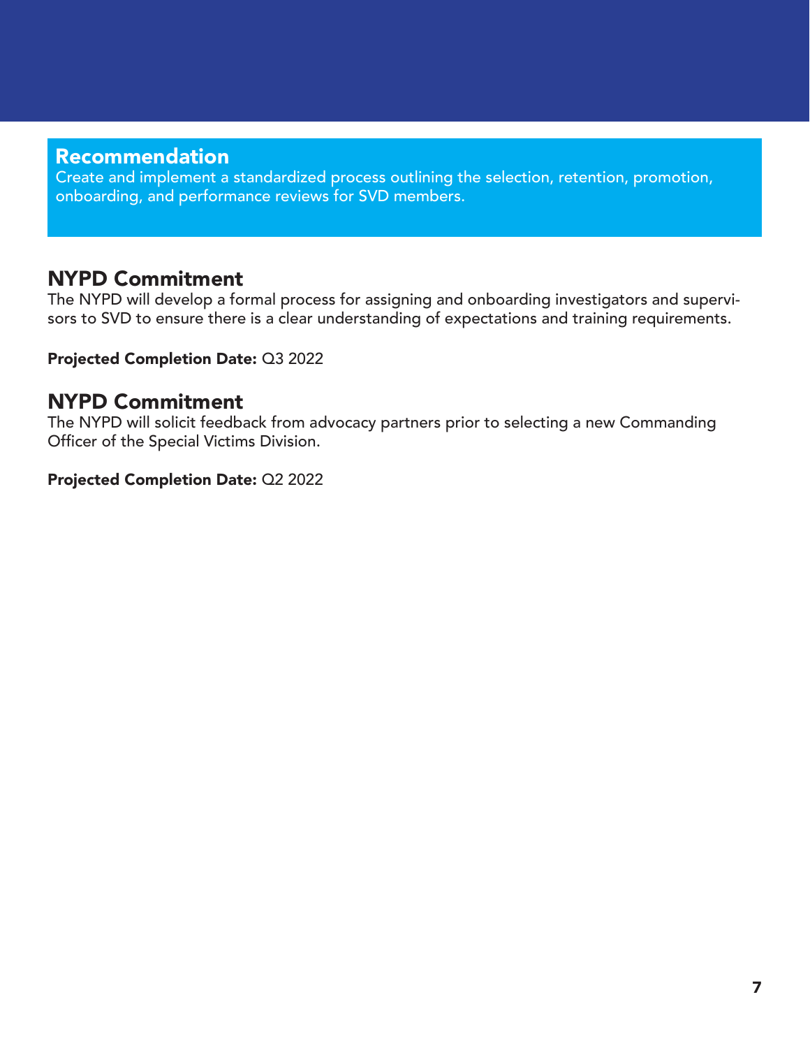## Recommendation

Create and implement a standardized process outlining the selection, retention, promotion, onboarding, and performance reviews for SVD members.

## NYPD Commitment

The NYPD will develop a formal process for assigning and onboarding investigators and supervisors to SVD to ensure there is a clear understanding of expectations and training requirements.

**Projected Completion Date:** Q3 2022

## NYPD Commitment

The NYPD will solicit feedback from advocacy partners prior to selecting a new Commanding Officer of the Special Victims Division.

**Projected Completion Date:** Q2 2022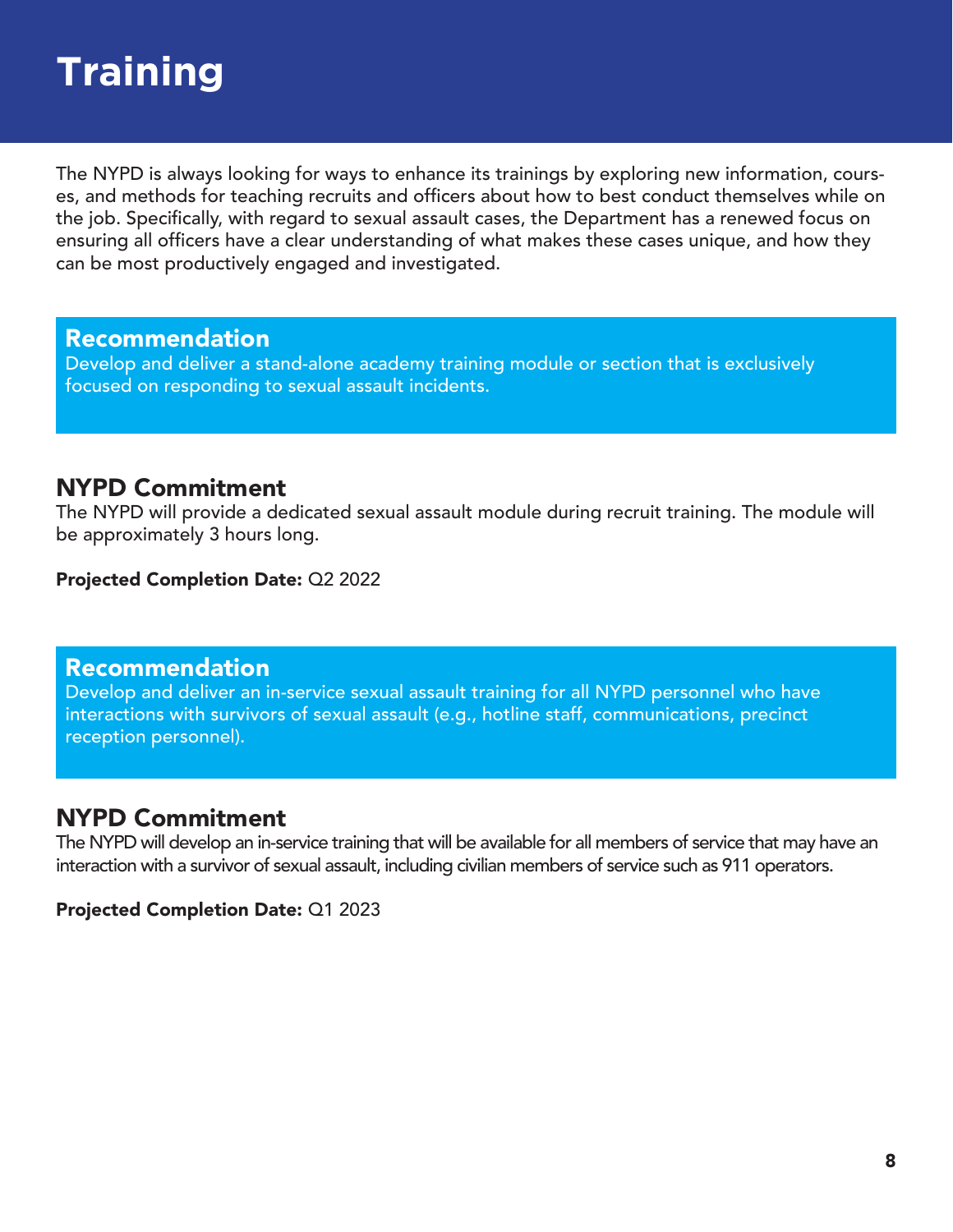# Training

The NYPD is always looking for ways to enhance its trainings by exploring new information, courses, and methods for teaching recruits and officers about how to best conduct themselves while on the job. Specifically, with regard to sexual assault cases, the Department has a renewed focus on ensuring all officers have a clear understanding of what makes these cases unique, and how they can be most productively engaged and investigated.

## Recommendation

Develop and deliver a stand-alone academy training module or section that is exclusively focused on responding to sexual assault incidents.

## NYPD Commitment

The NYPD will provide a dedicated sexual assault module during recruit training. The module will be approximately 3 hours long.

**Projected Completion Date:** Q2 2022

## Recommendation

Develop and deliver an in-service sexual assault training for all NYPD personnel who have interactions with survivors of sexual assault (e.g., hotline staff, communications, precinct reception personnel).

## NYPD Commitment

The NYPD will develop an in-service training that will be available for all members of service that may have an interaction with a survivor of sexual assault, including civilian members of service such as 911 operators.

**Projected Completion Date:** Q1 2023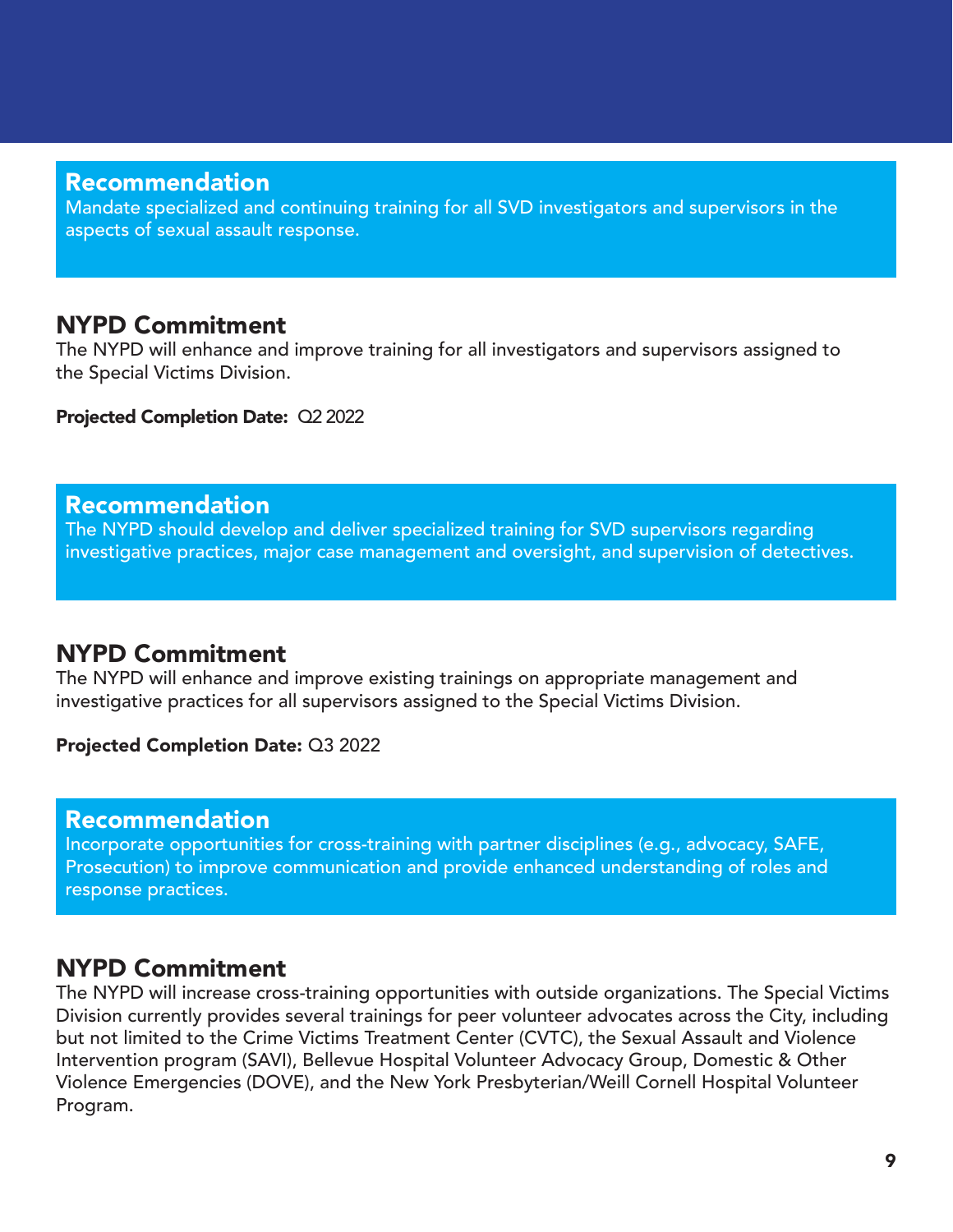## Recommendation

Mandate specialized and continuing training for all SVD investigators and supervisors in the aspects of sexual assault response.

## NYPD Commitment

The NYPD will enhance and improve training for all investigators and supervisors assigned to the Special Victims Division.

**Projected Completion Date:** Q2 2022

## Recommendation

The NYPD should develop and deliver specialized training for SVD supervisors regarding investigative practices, major case management and oversight, and supervision of detectives.

## NYPD Commitment

The NYPD will enhance and improve existing trainings on appropriate management and investigative practices for all supervisors assigned to the Special Victims Division.

**Projected Completion Date:** Q3 2022

## Recommendation

Incorporate opportunities for cross-training with partner disciplines (e.g., advocacy, SAFE, Prosecution) to improve communication and provide enhanced understanding of roles and response practices.

## NYPD Commitment

The NYPD will increase cross-training opportunities with outside organizations. The Special Victims Division currently provides several trainings for peer volunteer advocates across the City, including but not limited to the Crime Victims Treatment Center (CVTC), the Sexual Assault and Violence Intervention program (SAVI), Bellevue Hospital Volunteer Advocacy Group, Domestic & Other Violence Emergencies (DOVE), and the New York Presbyterian/Weill Cornell Hospital Volunteer Program.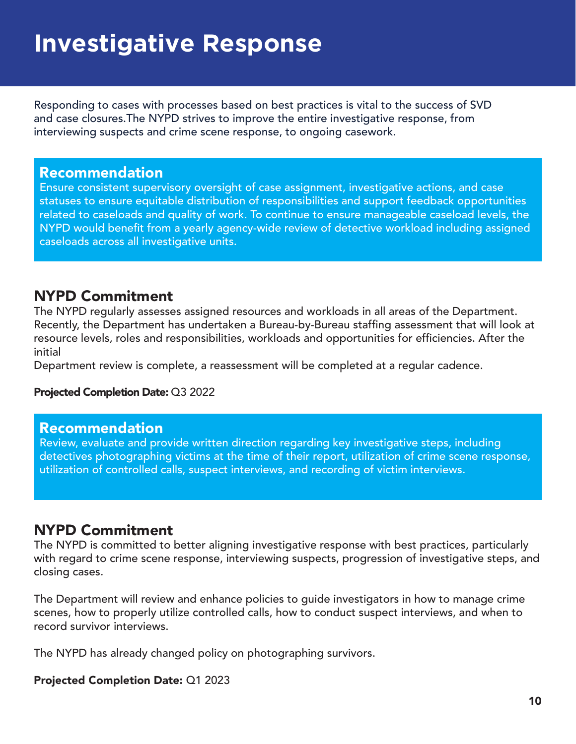# Investigative Response

Responding to cases with processes based on best practices is vital to the success of SVD and case closures.The NYPD strives to improve the entire investigative response, from interviewing suspects and crime scene response, to ongoing casework.

## Recommendation

Ensure consistent supervisory oversight of case assignment, investigative actions, and case statuses to ensure equitable distribution of responsibilities and support feedback opportunities related to caseloads and quality of work. To continue to ensure manageable caseload levels, the NYPD would benefit from a yearly agency-wide review of detective workload including assigned caseloads across all investigative units.

## NYPD Commitment

The NYPD regularly assesses assigned resources and workloads in all areas of the Department. Recently, the Department has undertaken a Bureau-by-Bureau staffing assessment that will look at resource levels, roles and responsibilities, workloads and opportunities for efficiencies. After the initial
Department review is complete, a reassessment will be completed at a regular cadence.

**Projected Completion Date:** Q3 2022

## Recommendation

Review, evaluate and provide written direction regarding key investigative steps, including detectives photographing victims at the time of their report, utilization of crime scene response, utilization of controlled calls, suspect interviews, and recording of victim interviews.

## NYPD Commitment

The NYPD is committed to better aligning investigative response with best practices, particularly with regard to crime scene response, interviewing suspects, progression of investigative steps, and closing cases.

The Department will review and enhance policies to guide investigators in how to manage crime scenes, how to properly utilize controlled calls, how to conduct suspect interviews, and when to record survivor interviews.

The NYPD has already changed policy on photographing survivors.

**Projected Completion Date:** Q1 2023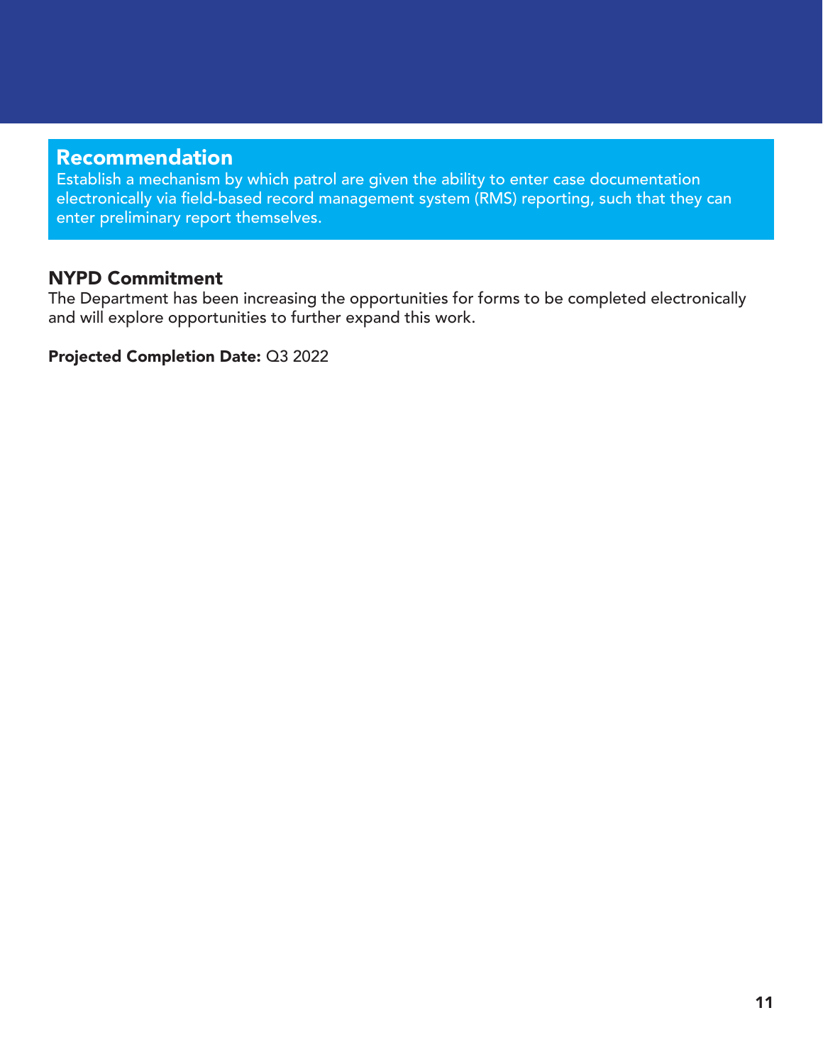## Recommendation

Establish a mechanism by which patrol are given the ability to enter case documentation electronically via field-based record management system (RMS) reporting, such that they can enter preliminary report themselves.

## NYPD Commitment

The Department has been increasing the opportunities for forms to be completed electronically and will explore opportunities to further expand this work.

**Projected Completion Date:** Q3 2022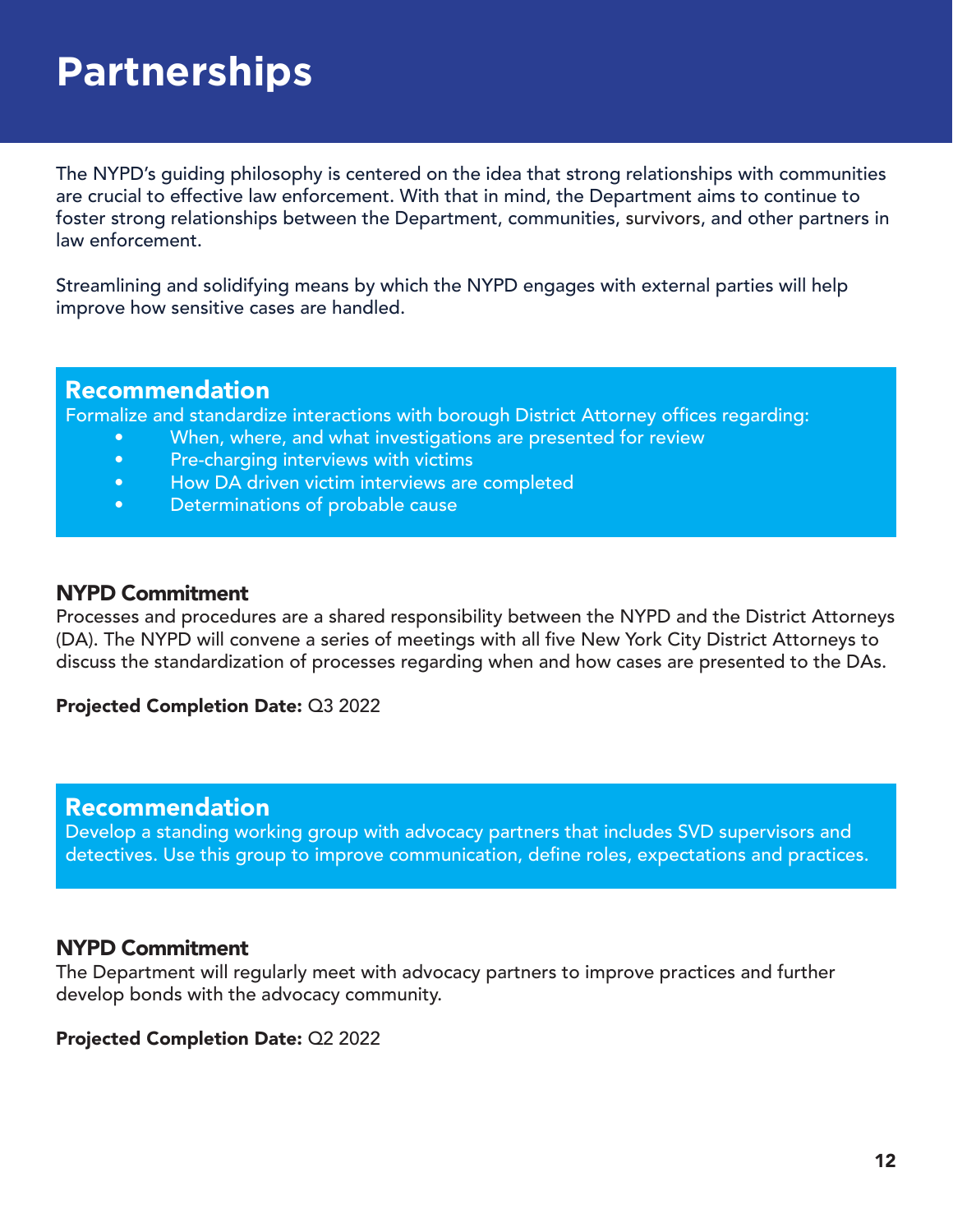# Partnerships

The NYPD's guiding philosophy is centered on the idea that strong relationships with communities are crucial to effective law enforcement. With that in mind, the Department aims to continue to foster strong relationships between the Department, communities, survivors, and other partners in law enforcement.

Streamlining and solidifying means by which the NYPD engages with external parties will help improve how sensitive cases are handled.

## Recommendation

Formalize and standardize interactions with borough District Attorney offices regarding:

- When, where, and what investigations are presented for review
- Pre-charging interviews with victims
- How DA driven victim interviews are completed
- Determinations of probable cause

### NYPD Commitment

Processes and procedures are a shared responsibility between the NYPD and the District Attorneys (DA). The NYPD will convene a series of meetings with all five New York City District Attorneys to discuss the standardization of processes regarding when and how cases are presented to the DAs.

**Projected Completion Date:** Q3 2022

## Recommendation

Develop a standing working group with advocacy partners that includes SVD supervisors and detectives. Use this group to improve communication, define roles, expectations and practices.

### NYPD Commitment

The Department will regularly meet with advocacy partners to improve practices and further develop bonds with the advocacy community.

**Projected Completion Date:** Q2 2022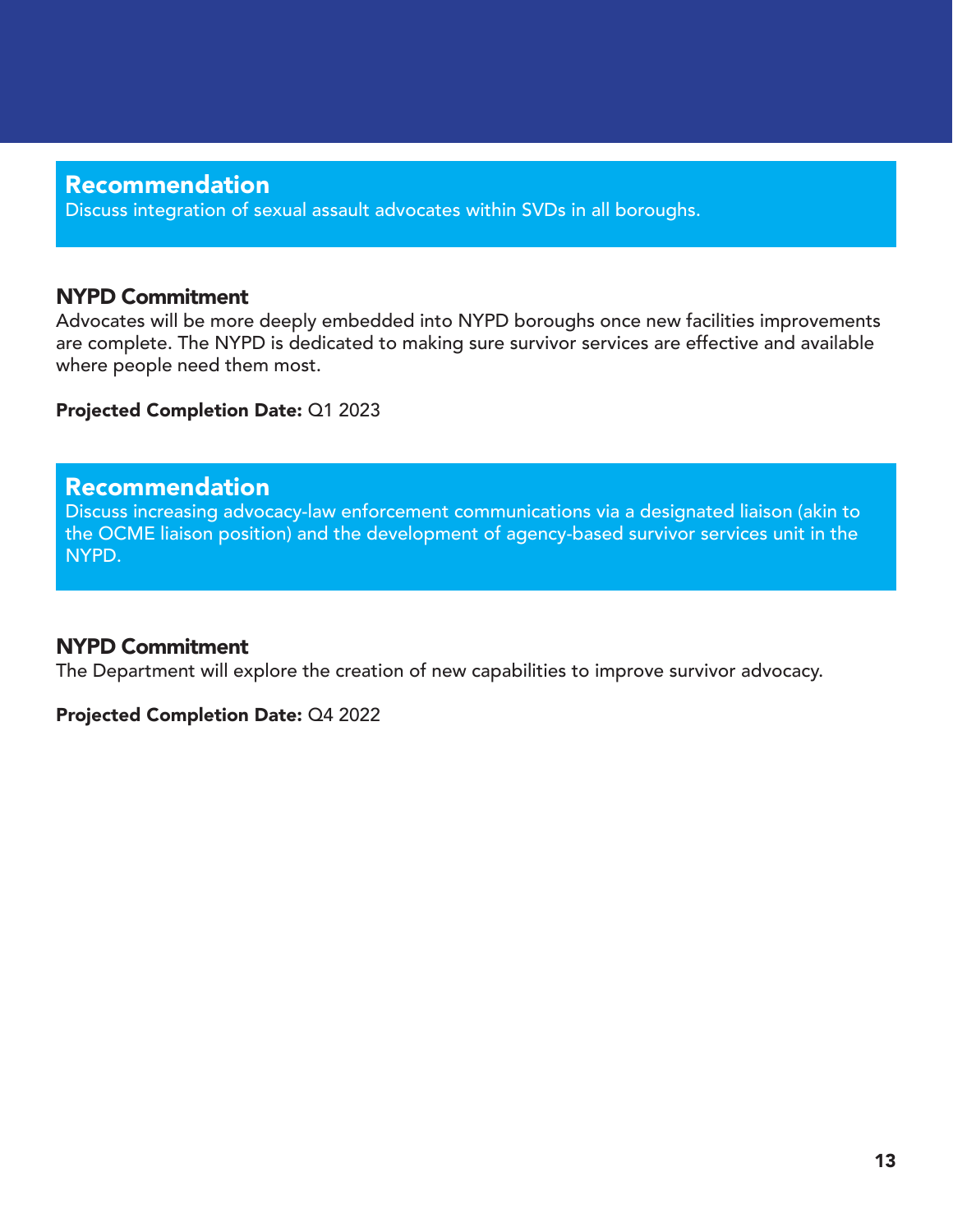## Recommendation

Discuss integration of sexual assault advocates within SVDs in all boroughs.

### NYPD Commitment

Advocates will be more deeply embedded into NYPD boroughs once new facilities improvements are complete. The NYPD is dedicated to making sure survivor services are effective and available where people need them most.

**Projected Completion Date:** Q1 2023

## Recommendation

Discuss increasing advocacy-law enforcement communications via a designated liaison (akin to the OCME liaison position) and the development of agency-based survivor services unit in the NYPD.

### NYPD Commitment

The Department will explore the creation of new capabilities to improve survivor advocacy.

**Projected Completion Date:** Q4 2022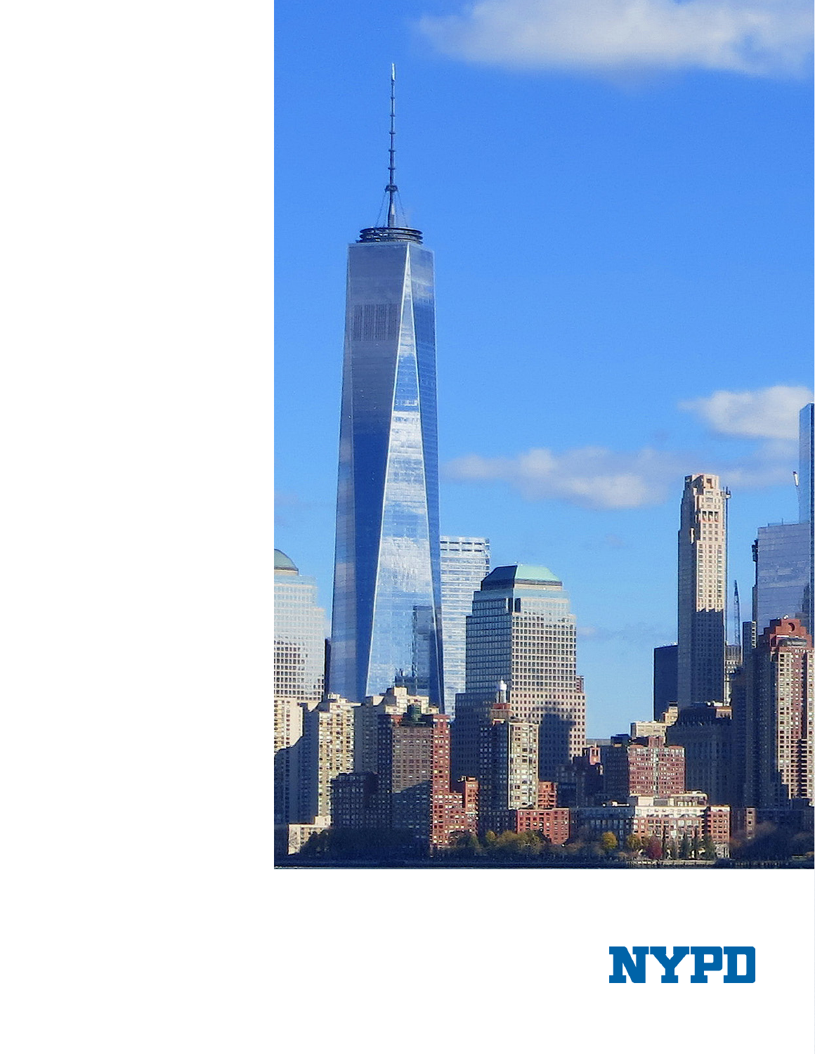NYPD